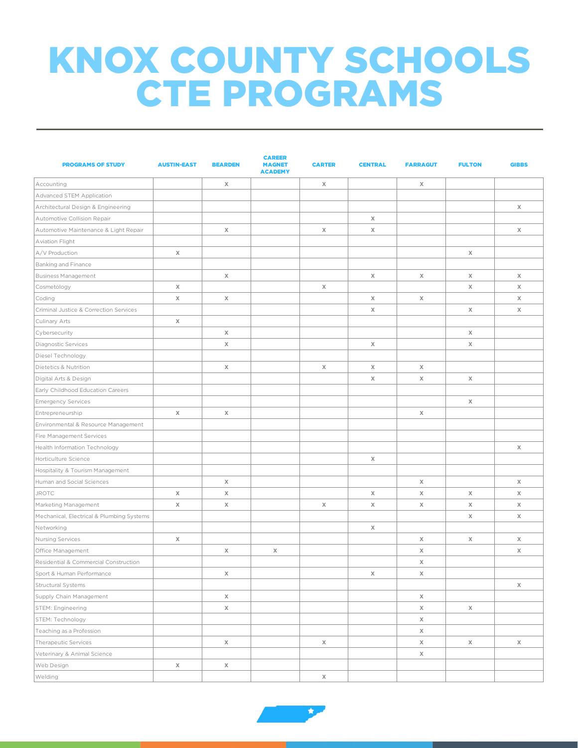# KNOX COUNTY SCHOOLS CTE PROGRAMS

| PROGRAMS OF STUDY | AUSTIN-EAST | BEARDEN | CAREER MAGNET ACADEMY | CARTER | CENTRAL | FARRAGUT | FULTON | GIBBS |
|---|---|---|---|---|---|---|---|---|
| Accounting | | X | | X | | X | | |
| Advanced STEM Application | | | | | | | | |
| Architectural Design & Engineering | | | | | | | | X |
| Automotive Collision Repair | | | | | X | | | |
| Automotive Maintenance & Light Repair | | X | | X | X | | | X |
| Aviation Flight | | | | | | | | |
| A/V Production | X | | | | | | X | |
| Banking and Finance | | | | | | | | |
| Business Management | | X | | | X | X | X | X |
| Cosmetology | X | | | X | | | X | X |
| Coding | X | X | | | X | X | | X |
| Criminal Justice & Correction Services | | | | | X | | X | X |
| Culinary Arts | X | | | | | | | |
| Cybersecurity | | X | | | | | X | |
| Diagnostic Services | | X | | | X | | X | |
| Diesel Technology | | | | | | | | |
| Dietetics & Nutrition | | X | | X | X | X | | |
| Digital Arts & Design | | | | | X | X | X | |
| Early Childhood Education Careers | | | | | | | | |
| Emergency Services | | | | | | | X | |
| Entrepreneurship | X | X | | | | X | | |
| Environmental & Resource Management | | | | | | | | |
| Fire Management Services | | | | | | | | |
| Health Information Technology | | | | | | | | X |
| Horticulture Science | | | | | X | | | |
| Hospitality & Tourism Management | | | | | | | | |
| Human and Social Sciences | | X | | | | X | | X |
| JROTC | X | X | | | X | X | X | X |
| Marketing Management | X | X | | X | X | X | X | X |
| Mechanical, Electrical & Plumbing Systems | | | | | | | X | X |
| Networking | | | | | X | | | |
| Nursing Services | X | | | | | X | X | X |
| Office Management | | X | X | | | X | | X |
| Residential & Commercial Construction | | | | | | X | | |
| Sport & Human Performance | | X | | | X | X | | |
| Structural Systems | | | | | | | | X |
| Supply Chain Management | | X | | | | X | | |
| STEM: Engineering | | X | | | | X | X | |
| STEM: Technology | | | | | | X | | |
| Teaching as a Profession | | | | | | X | | |
| Therapeutic Services | | X | | X | | X | X | X |
| Veterinary & Animal Science | | | | | | X | | |
| Web Design | X | X | | | | | | |
| Welding | | | | X | | | | |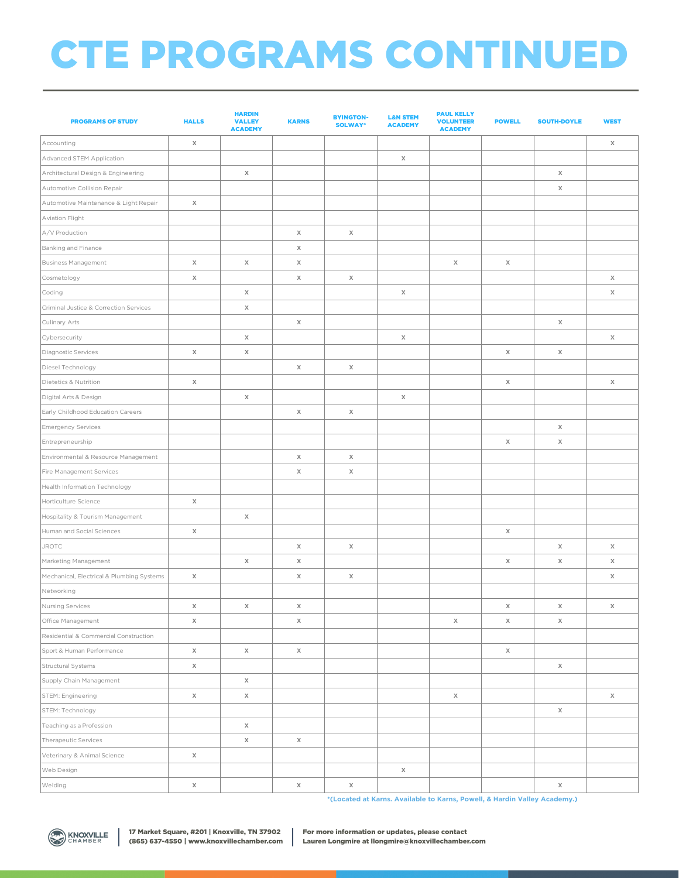# CTE PROGRAMS CONTINUED

| PROGRAMS OF STUDY | HALLS | HARDIN VALLEY ACADEMY | KARNS | BYINGTON-SOLWAY* | L&N STEM ACADEMY | PAUL KELLY VOLUNTEER ACADEMY | POWELL | SOUTH-DOYLE | WEST |
|---|---|---|---|---|---|---|---|---|---|
| Accounting | X | | | | | | | | X |
| Advanced STEM Application | | | | | X | | | | |
| Architectural Design & Engineering | | X | | | | | | X | |
| Automotive Collision Repair | | | | | | | | X | |
| Automotive Maintenance & Light Repair | X | | | | | | | | |
| Aviation Flight | | | | | | | | | |
| A/V Production | | | X | X | | | | | |
| Banking and Finance | | | X | | | | | | |
| Business Management | X | X | X | | | X | X | | |
| Cosmetology | X | | X | X | | | | | X |
| Coding | | X | | | X | | | | X |
| Criminal Justice & Correction Services | | X | | | | | | | |
| Culinary Arts | | | X | | | | | X | |
| Cybersecurity | | X | | | X | | | | X |
| Diagnostic Services | X | X | | | | | X | X | |
| Diesel Technology | | | X | X | | | | | |
| Dietetics & Nutrition | X | | | | | | X | | X |
| Digital Arts & Design | | X | | | X | | | | |
| Early Childhood Education Careers | | | X | X | | | | | |
| Emergency Services | | | | | | | | X | |
| Entrepreneurship | | | | | | | X | X | |
| Environmental & Resource Management | | | X | X | | | | | |
| Fire Management Services | | | X | X | | | | | |
| Health Information Technology | | | | | | | | | |
| Horticulture Science | X | | | | | | | | |
| Hospitality & Tourism Management | | X | | | | | | | |
| Human and Social Sciences | X | | | | | | X | | |
| JROTC | | | X | X | | | | X | X |
| Marketing Management | | X | X | | | | X | X | X |
| Mechanical, Electrical & Plumbing Systems | X | | X | X | | | | | X |
| Networking | | | | | | | | | |
| Nursing Services | X | X | X | | | | X | X | X |
| Office Management | X | | X | | | X | X | X | |
| Residential & Commercial Construction | | | | | | | | | |
| Sport & Human Performance | X | X | X | | | | X | | |
| Structural Systems | X | | | | | | | X | |
| Supply Chain Management | | X | | | | | | | |
| STEM: Engineering | X | X | | | | X | | | X |
| STEM: Technology | | | | | | | | X | |
| Teaching as a Profession | | X | | | | | | | |
| Therapeutic Services | | X | X | | | | | | |
| Veterinary & Animal Science | X | | | | | | | | |
| Web Design | | | | | X | | | | |
| Welding | X | | X | X | | | | X | |

*(Located at Karns. Available to Karns, Powell, & Hardin Valley Academy.)

KNOXVILLE CHAMBER

**17 Market Square, #201 | Knoxville, TN 37902**
**(865) 637-4550 | www.knoxvillechamber.com**

**For more information or updates, please contact**
**Lauren Longmire at llongmire@knoxvillechamber.com**